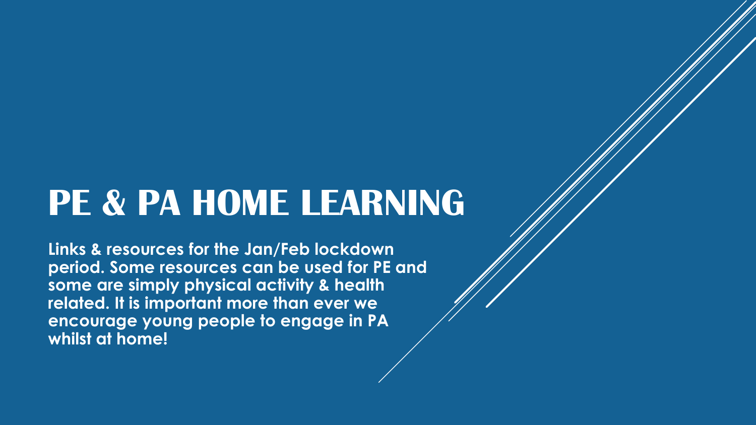# PE & PA HOME LEARNING

**Links & resources for the Jan/Feb lockdown period. Some resources can be used for PE and some are simply physical activity & health related. It is important more than ever we encourage young people to engage in PA whilst at home!**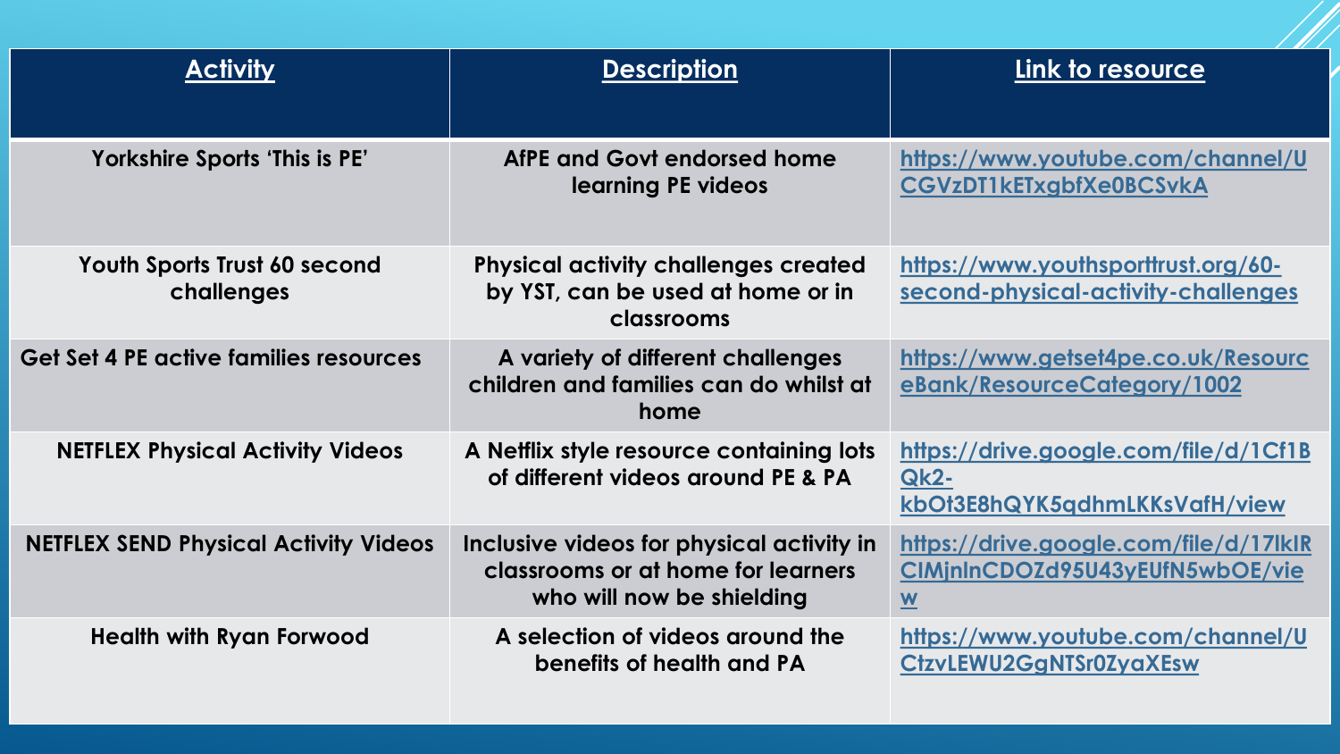| Activity | Description | Link to resource |
|---|---|---|
| Yorkshire Sports 'This is PE' | AfPE and Govt endorsed home learning PE videos | https://www.youtube.com/channel/UCGVzDT1kETxgbfXe0BCSvkA |
| Youth Sports Trust 60 second challenges | Physical activity challenges created by YST, can be used at home or in classrooms | https://www.youthsporttrust.org/60-second-physical-activity-challenges |
| Get Set 4 PE active families resources | A variety of different challenges children and families can do whilst at home | https://www.getset4pe.co.uk/ResourceBank/ResourceCategory/1002 |
| NETFLEX Physical Activity Videos | A Netflix style resource containing lots of different videos around PE & PA | https://drive.google.com/file/d/1Cf1BQk2-kbOt3E8hQYK5qdhmLKKsVafH/view |
| NETFLEX SEND Physical Activity Videos | Inclusive videos for physical activity in classrooms or at home for learners who will now be shielding | https://drive.google.com/file/d/17lkIRCIMjnInCDOZd95U43yEUfN5wbOE/view |
| Health with Ryan Forwood | A selection of videos around the benefits of health and PA | https://www.youtube.com/channel/UCtzvLEWU2GgNTSr0ZyaXEsw |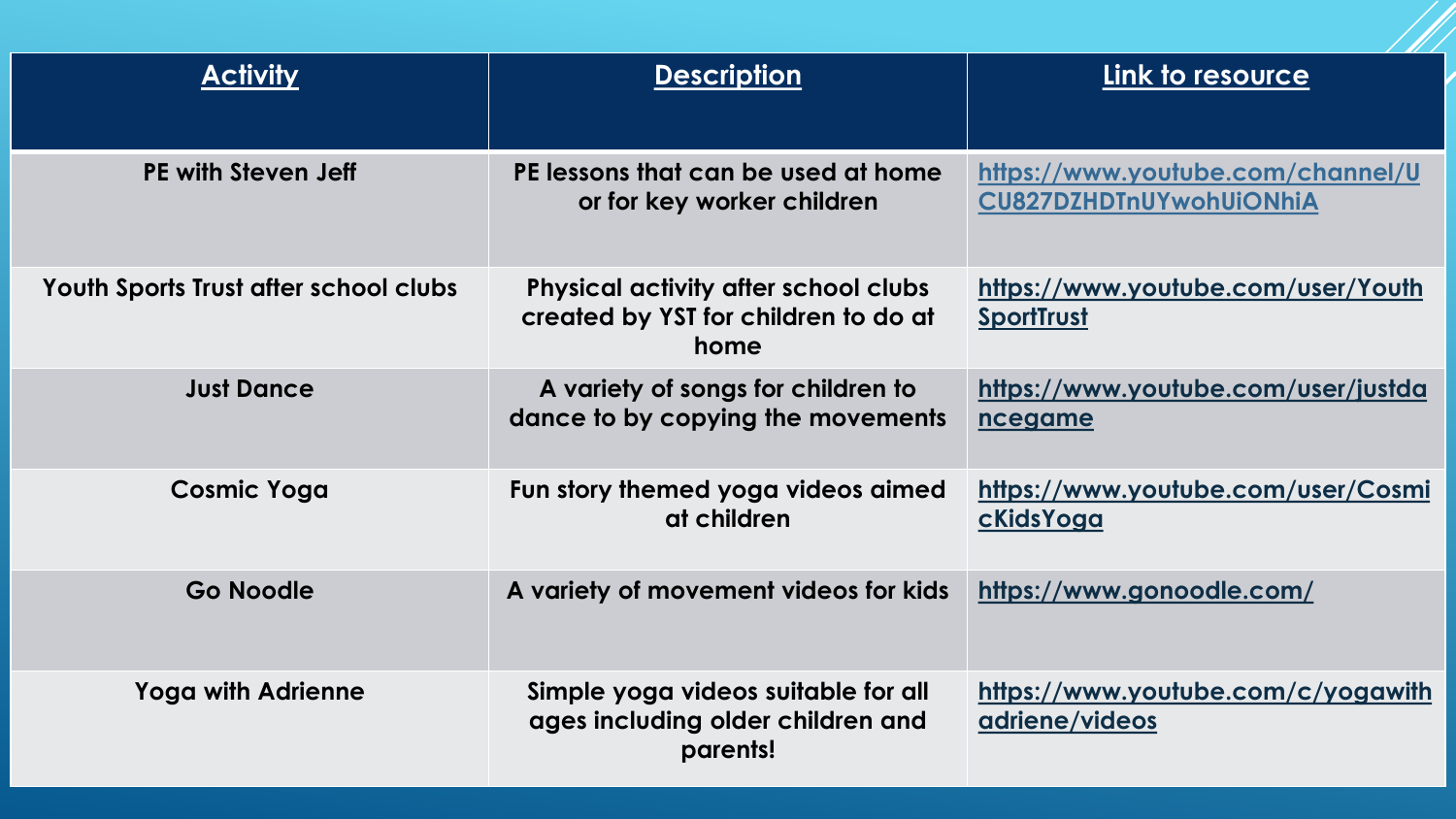| Activity | Description | Link to resource |
| --- | --- | --- |
| PE with Steven Jeff | PE lessons that can be used at home or for key worker children | https://www.youtube.com/channel/UCU827DZHDTnUYwohUiONhiA |
| Youth Sports Trust after school clubs | Physical activity after school clubs created by YST for children to do at home | https://www.youtube.com/user/YouthSportTrust |
| Just Dance | A variety of songs for children to dance to by copying the movements | https://www.youtube.com/user/justdancegame |
| Cosmic Yoga | Fun story themed yoga videos aimed at children | https://www.youtube.com/user/CosmicKidsYoga |
| Go Noodle | A variety of movement videos for kids | https://www.gonoodle.com/ |
| Yoga with Adrienne | Simple yoga videos suitable for all ages including older children and parents! | https://www.youtube.com/c/yogawithadriene/videos |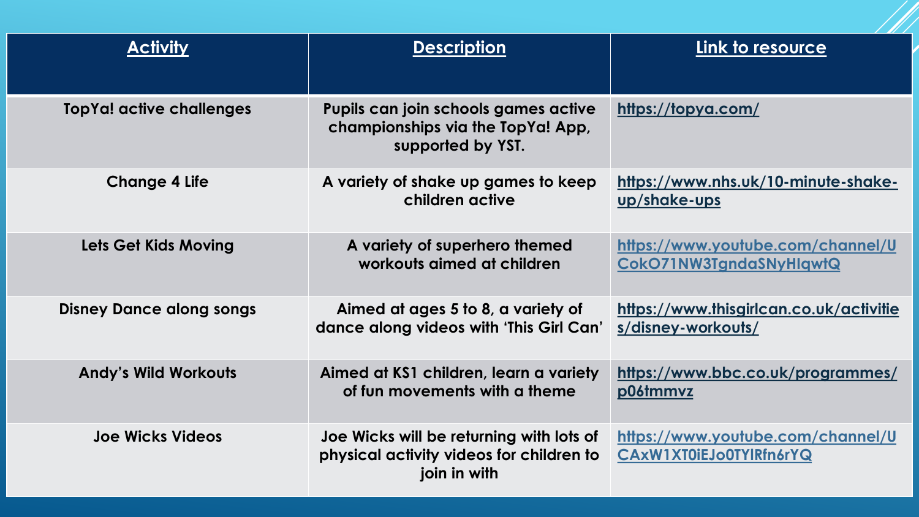| Activity | Description | Link to resource |
| --- | --- | --- |
| TopYa! active challenges | Pupils can join schools games active championships via the TopYa! App, supported by YST. | https://topya.com/ |
| Change 4 Life | A variety of shake up games to keep children active | https://www.nhs.uk/10-minute-shake-up/shake-ups |
| Lets Get Kids Moving | A variety of superhero themed workouts aimed at children | https://www.youtube.com/channel/UCokO71NW3TgndaSNyHIqwtQ |
| Disney Dance along songs | Aimed at ages 5 to 8, a variety of dance along videos with 'This Girl Can' | https://www.thisgirlcan.co.uk/activities/disney-workouts/ |
| Andy's Wild Workouts | Aimed at KS1 children, learn a variety of fun movements with a theme | https://www.bbc.co.uk/programmes/p06tmmvz |
| Joe Wicks Videos | Joe Wicks will be returning with lots of physical activity videos for children to join in with | https://www.youtube.com/channel/UCAxW1XT0iEJo0TYlRfn6rYQ |